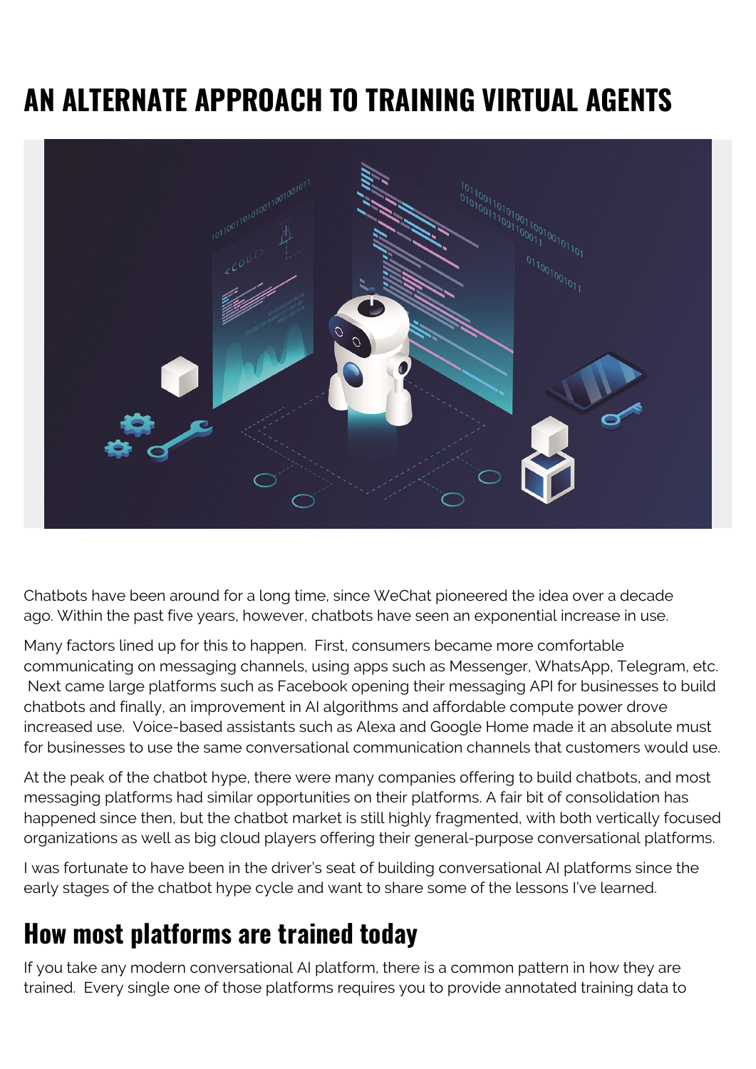# AN ALTERNATE APPROACH TO TRAINING VIRTUAL AGENTS

Chatbots have been around for a long time, since WeChat pioneered the idea over a decade ago. Within the past five years, however, chatbots have seen an exponential increase in use.

Many factors lined up for this to happen. First, consumers became more comfortable communicating on messaging channels, using apps such as Messenger, WhatsApp, Telegram, etc. Next came large platforms such as Facebook opening their messaging API for businesses to build chatbots and finally, an improvement in AI algorithms and affordable compute power drove increased use. Voice-based assistants such as Alexa and Google Home made it an absolute must for businesses to use the same conversational communication channels that customers would use.

At the peak of the chatbot hype, there were many companies offering to build chatbots, and most messaging platforms had similar opportunities on their platforms. A fair bit of consolidation has happened since then, but the chatbot market is still highly fragmented, with both vertically focused organizations as well as big cloud players offering their general-purpose conversational platforms.

I was fortunate to have been in the driver's seat of building conversational AI platforms since the early stages of the chatbot hype cycle and want to share some of the lessons I've learned.

## How most platforms are trained today

If you take any modern conversational AI platform, there is a common pattern in how they are trained. Every single one of those platforms requires you to provide annotated training data to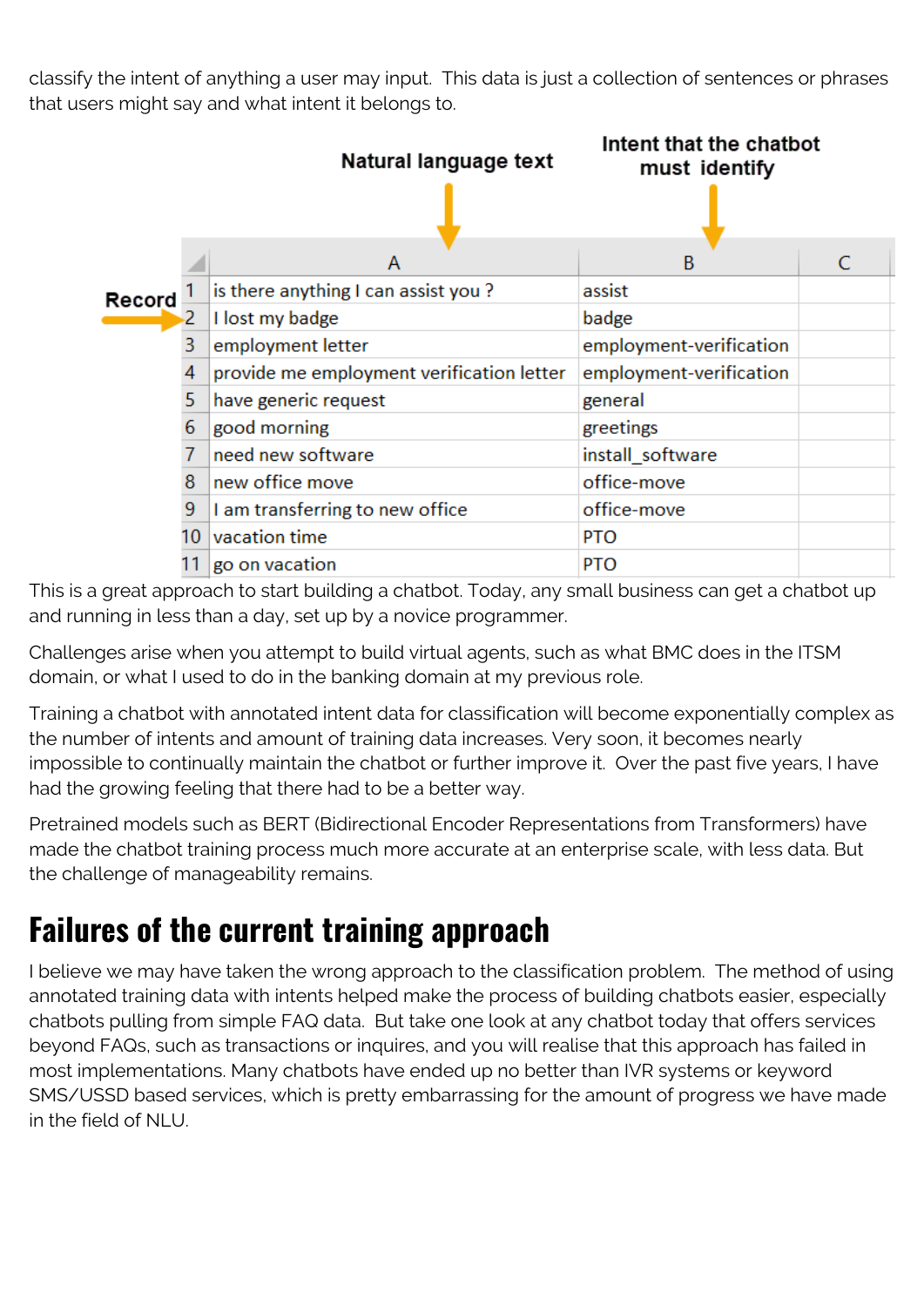classify the intent of anything a user may input. This data is just a collection of sentences or phrases that users might say and what intent it belongs to.

| | A (Natural language text) | B (Intent that the chatbot must identify) | C |
|---|---|---|---|
| 1 | is there anything I can assist you ? | assist | |
| 2 | I lost my badge | badge | |
| 3 | employment letter | employment-verification | |
| 4 | provide me employment verification letter | employment-verification | |
| 5 | have generic request | general | |
| 6 | good morning | greetings | |
| 7 | need new software | install_software | |
| 8 | new office move | office-move | |
| 9 | I am transferring to new office | office-move | |
| 10 | vacation time | PTO | |
| 11 | go on vacation | PTO | |

This is a great approach to start building a chatbot. Today, any small business can get a chatbot up and running in less than a day, set up by a novice programmer.

Challenges arise when you attempt to build virtual agents, such as what BMC does in the ITSM domain, or what I used to do in the banking domain at my previous role.

Training a chatbot with annotated intent data for classification will become exponentially complex as the number of intents and amount of training data increases. Very soon, it becomes nearly impossible to continually maintain the chatbot or further improve it. Over the past five years, I have had the growing feeling that there had to be a better way.

Pretrained models such as BERT (Bidirectional Encoder Representations from Transformers) have made the chatbot training process much more accurate at an enterprise scale, with less data. But the challenge of manageability remains.

## Failures of the current training approach

I believe we may have taken the wrong approach to the classification problem. The method of using annotated training data with intents helped make the process of building chatbots easier, especially chatbots pulling from simple FAQ data. But take one look at any chatbot today that offers services beyond FAQs, such as transactions or inquires, and you will realise that this approach has failed in most implementations. Many chatbots have ended up no better than IVR systems or keyword SMS/USSD based services, which is pretty embarrassing for the amount of progress we have made in the field of NLU.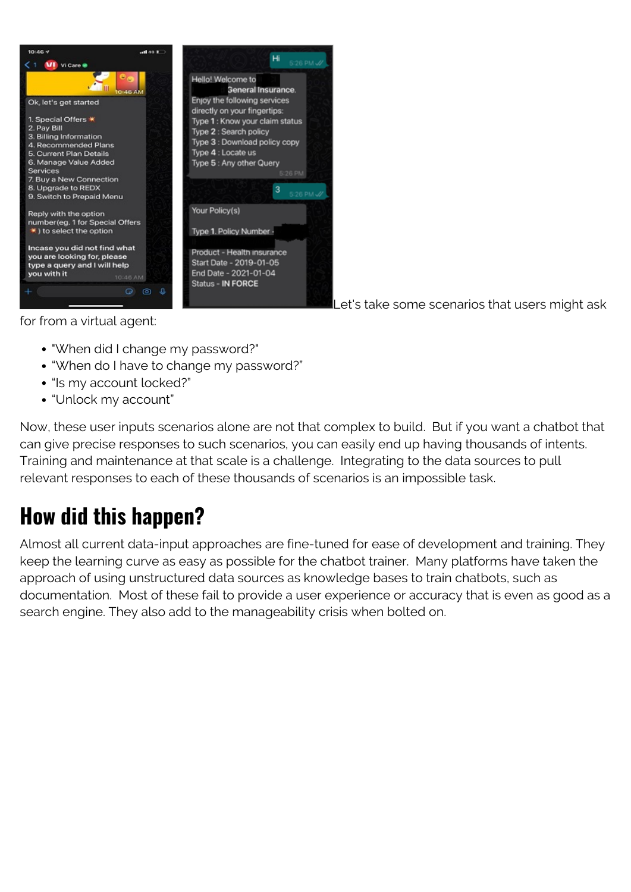Let's take some scenarios that users might ask for from a virtual agent:

- "When did I change my password?"
- "When do I have to change my password?"
- "Is my account locked?"
- "Unlock my account"

Now, these user inputs scenarios alone are not that complex to build. But if you want a chatbot that can give precise responses to such scenarios, you can easily end up having thousands of intents. Training and maintenance at that scale is a challenge. Integrating to the data sources to pull relevant responses to each of these thousands of scenarios is an impossible task.

## How did this happen?

Almost all current data-input approaches are fine-tuned for ease of development and training. They keep the learning curve as easy as possible for the chatbot trainer. Many platforms have taken the approach of using unstructured data sources as knowledge bases to train chatbots, such as documentation. Most of these fail to provide a user experience or accuracy that is even as good as a search engine. They also add to the manageability crisis when bolted on.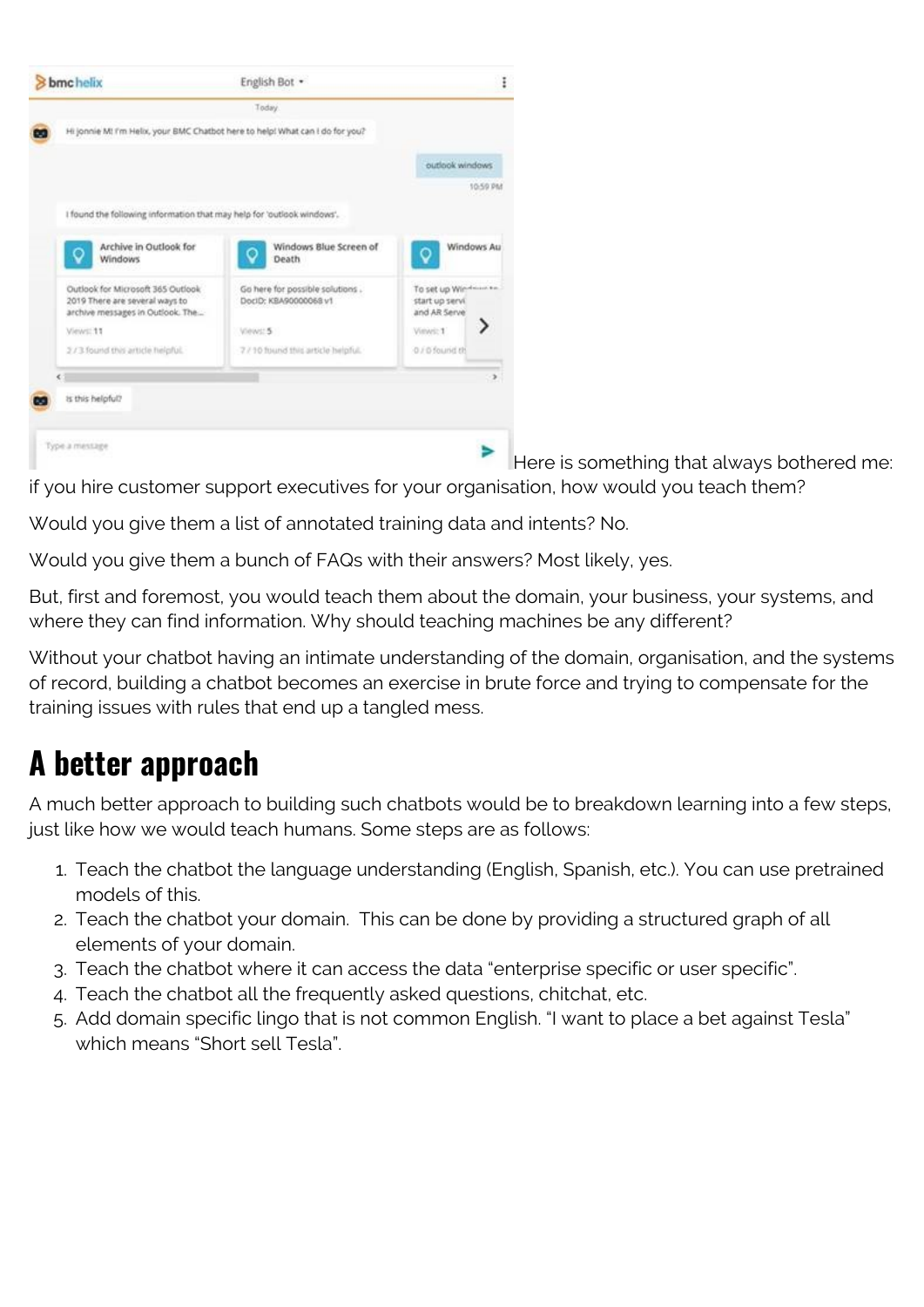Here is something that always bothered me: if you hire customer support executives for your organisation, how would you teach them?

Would you give them a list of annotated training data and intents? No.

Would you give them a bunch of FAQs with their answers? Most likely, yes.

But, first and foremost, you would teach them about the domain, your business, your systems, and where they can find information. Why should teaching machines be any different?

Without your chatbot having an intimate understanding of the domain, organisation, and the systems of record, building a chatbot becomes an exercise in brute force and trying to compensate for the training issues with rules that end up a tangled mess.

## A better approach

A much better approach to building such chatbots would be to breakdown learning into a few steps, just like how we would teach humans. Some steps are as follows:

1. Teach the chatbot the language understanding (English, Spanish, etc.). You can use pretrained models of this.
2. Teach the chatbot your domain. This can be done by providing a structured graph of all elements of your domain.
3. Teach the chatbot where it can access the data "enterprise specific or user specific".
4. Teach the chatbot all the frequently asked questions, chitchat, etc.
5. Add domain specific lingo that is not common English. "I want to place a bet against Tesla" which means "Short sell Tesla".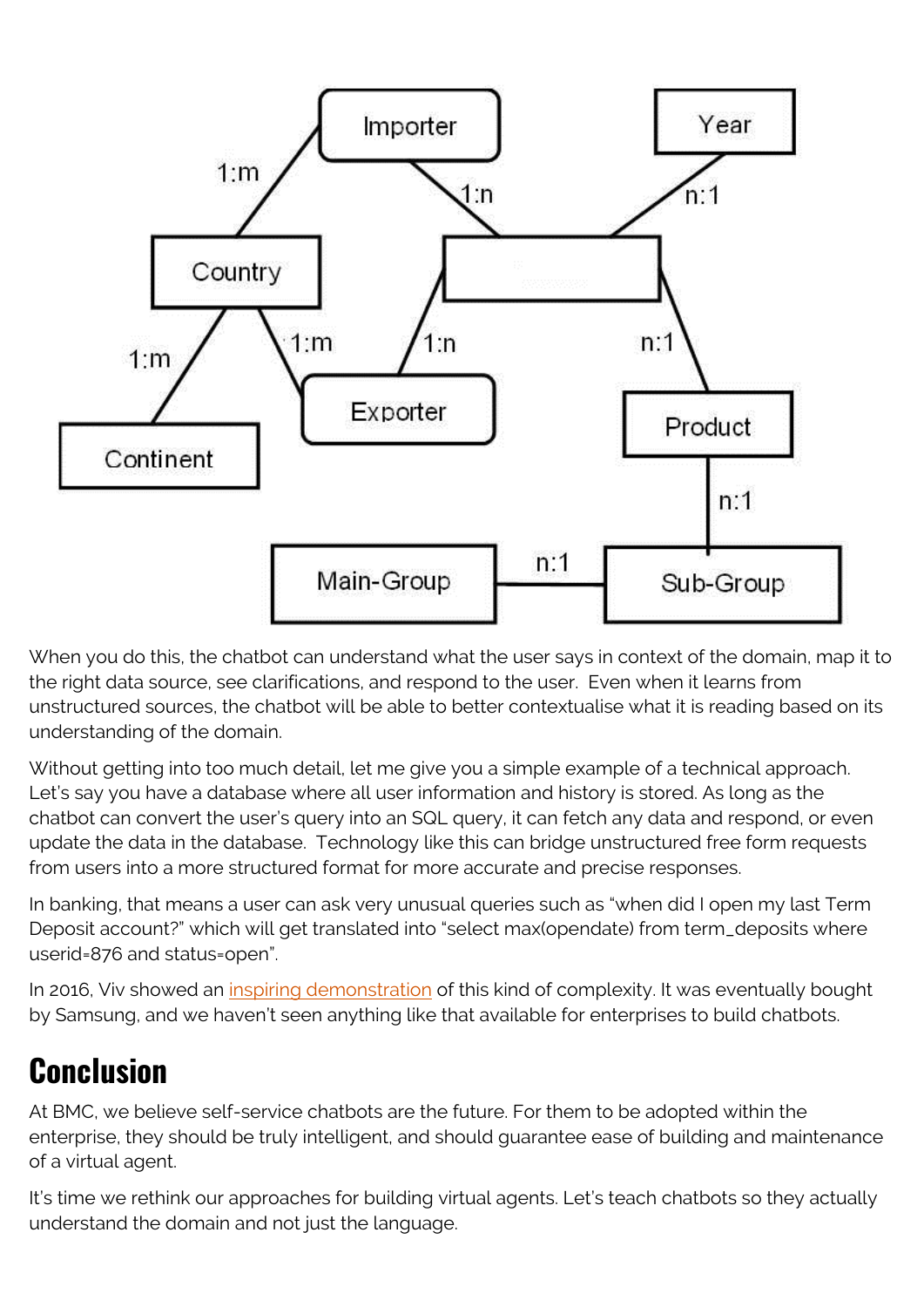When you do this, the chatbot can understand what the user says in context of the domain, map it to the right data source, see clarifications, and respond to the user. Even when it learns from unstructured sources, the chatbot will be able to better contextualise what it is reading based on its understanding of the domain.

Without getting into too much detail, let me give you a simple example of a technical approach. Let's say you have a database where all user information and history is stored. As long as the chatbot can convert the user's query into an SQL query, it can fetch any data and respond, or even update the data in the database. Technology like this can bridge unstructured free form requests from users into a more structured format for more accurate and precise responses.

In banking, that means a user can ask very unusual queries such as "when did I open my last Term Deposit account?" which will get translated into "select max(opendate) from term_deposits where userid=876 and status=open".

In 2016, Viv showed an inspiring demonstration of this kind of complexity. It was eventually bought by Samsung, and we haven't seen anything like that available for enterprises to build chatbots.

## Conclusion

At BMC, we believe self-service chatbots are the future. For them to be adopted within the enterprise, they should be truly intelligent, and should guarantee ease of building and maintenance of a virtual agent.

It's time we rethink our approaches for building virtual agents. Let's teach chatbots so they actually understand the domain and not just the language.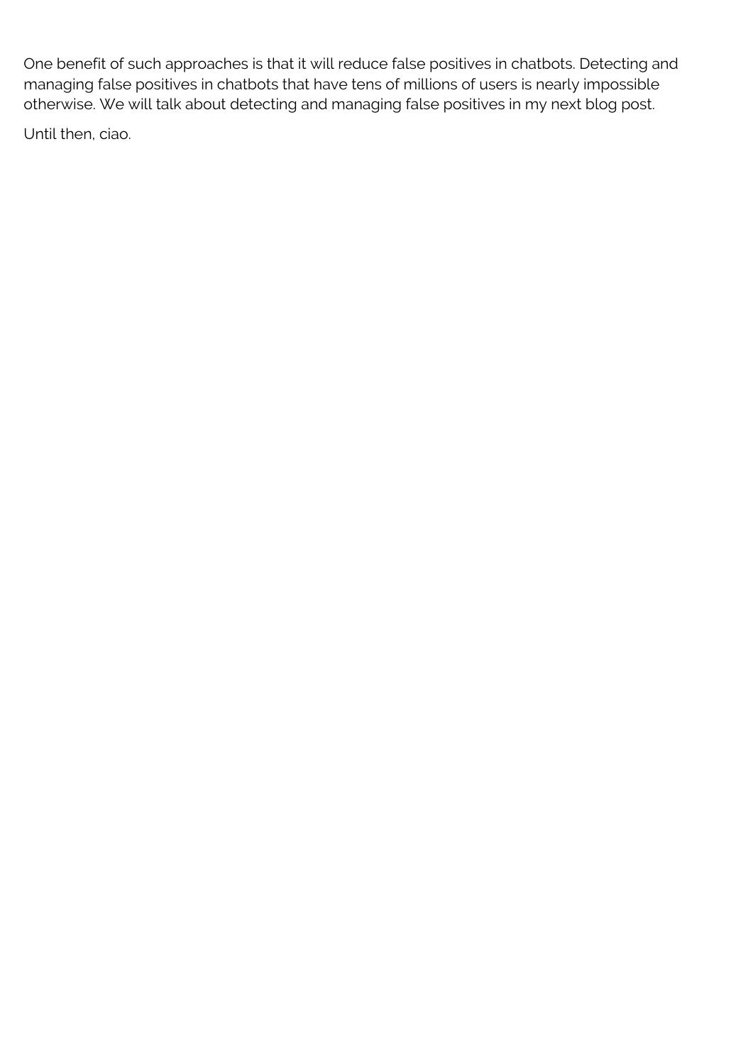One benefit of such approaches is that it will reduce false positives in chatbots. Detecting and managing false positives in chatbots that have tens of millions of users is nearly impossible otherwise. We will talk about detecting and managing false positives in my next blog post.

Until then, ciao.